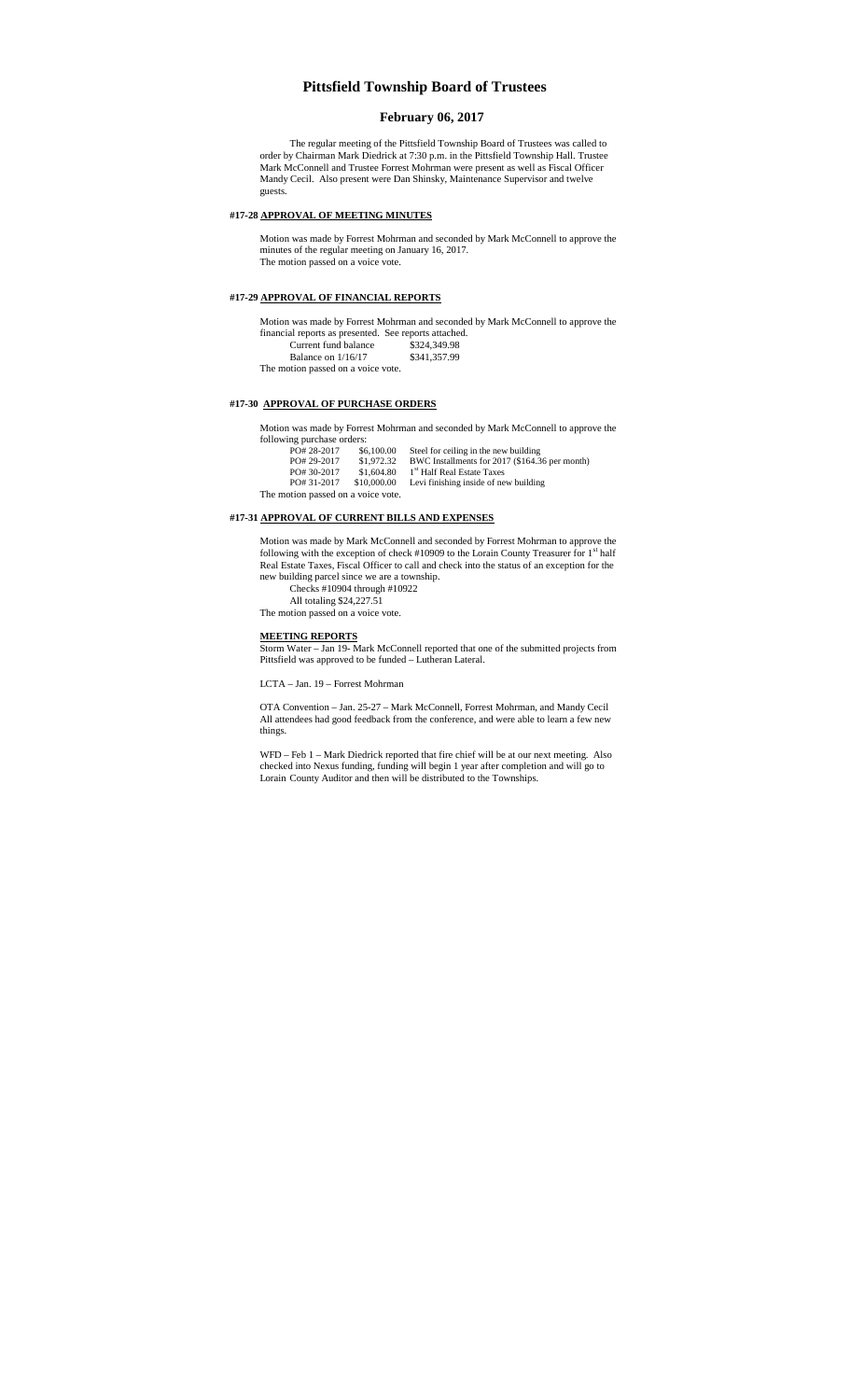# Pittsfield Township Board of Trustees

## February 06, 2017

The regular meeting of the Pittsfield Township Board of Trustees was called to order by Chairman Mark Diedrick at 7:30 p.m. in the Pittsfield Township Hall. Trustee Mark McConnell and Trustee Forrest Mohrman were present as well as Fiscal Officer Mandy Cecil. Also present were Dan Shinsky, Maintenance Supervisor and twelve guests.

**#17-28 APPROVAL OF MEETING MINUTES**

Motion was made by Forrest Mohrman and seconded by Mark McConnell to approve the minutes of the regular meeting on January 16, 2017.
The motion passed on a voice vote.

**#17-29 APPROVAL OF FINANCIAL REPORTS**

Motion was made by Forrest Mohrman and seconded by Mark McConnell to approve the financial reports as presented. See reports attached.

| | |
|---|---|
| Current fund balance | $324,349.98 |
| Balance on 1/16/17 | $341,357.99 |

The motion passed on a voice vote.

**#17-30 APPROVAL OF PURCHASE ORDERS**

Motion was made by Forrest Mohrman and seconded by Mark McConnell to approve the following purchase orders:

| | | |
|---|---|---|
| PO# 28-2017 | $6,100.00 | Steel for ceiling in the new building |
| PO# 29-2017 | $1,972.32 | BWC Installments for 2017 ($164.36 per month) |
| PO# 30-2017 | $1,604.80 | 1st Half Real Estate Taxes |
| PO# 31-2017 | $10,000.00 | Levi finishing inside of new building |

The motion passed on a voice vote.

**#17-31 APPROVAL OF CURRENT BILLS AND EXPENSES**

Motion was made by Mark McConnell and seconded by Forrest Mohrman to approve the following with the exception of check #10909 to the Lorain County Treasurer for 1st half Real Estate Taxes, Fiscal Officer to call and check into the status of an exception for the new building parcel since we are a township.

Checks #10904 through #10922
All totaling $24,227.51

The motion passed on a voice vote.

**MEETING REPORTS**

Storm Water – Jan 19- Mark McConnell reported that one of the submitted projects from Pittsfield was approved to be funded – Lutheran Lateral.

LCTA – Jan. 19 – Forrest Mohrman

OTA Convention – Jan. 25-27 – Mark McConnell, Forrest Mohrman, and Mandy Cecil
All attendees had good feedback from the conference, and were able to learn a few new things.

WFD – Feb 1 – Mark Diedrick reported that fire chief will be at our next meeting. Also checked into Nexus funding, funding will begin 1 year after completion and will go to Lorain County Auditor and then will be distributed to the Townships.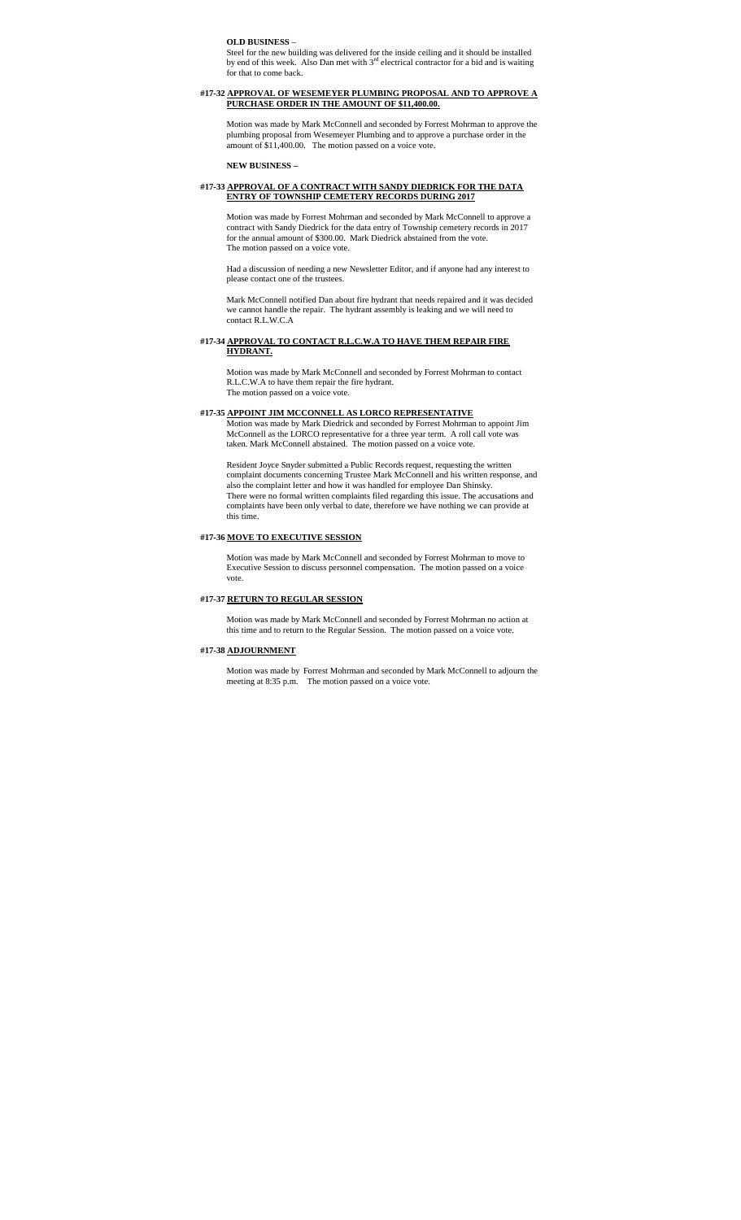**OLD BUSINESS** –

Steel for the new building was delivered for the inside ceiling and it should be installed by end of this week. Also Dan met with 3rd electrical contractor for a bid and is waiting for that to come back.

**#17-32 APPROVAL OF WESEMEYER PLUMBING PROPOSAL AND TO APPROVE A PURCHASE ORDER IN THE AMOUNT OF $11,400.00.**

Motion was made by Mark McConnell and seconded by Forrest Mohrman to approve the plumbing proposal from Wesemeyer Plumbing and to approve a purchase order in the amount of $11,400.00. The motion passed on a voice vote.

**NEW BUSINESS –**

**#17-33 APPROVAL OF A CONTRACT WITH SANDY DIEDRICK FOR THE DATA ENTRY OF TOWNSHIP CEMETERY RECORDS DURING 2017**

Motion was made by Forrest Mohrman and seconded by Mark McConnell to approve a contract with Sandy Diedrick for the data entry of Township cemetery records in 2017 for the annual amount of $300.00. Mark Diedrick abstained from the vote. The motion passed on a voice vote.

Had a discussion of needing a new Newsletter Editor, and if anyone had any interest to please contact one of the trustees.

Mark McConnell notified Dan about fire hydrant that needs repaired and it was decided we cannot handle the repair. The hydrant assembly is leaking and we will need to contact R.L.W.C.A

**#17-34 APPROVAL TO CONTACT R.L.C.W.A TO HAVE THEM REPAIR FIRE HYDRANT.**

Motion was made by Mark McConnell and seconded by Forrest Mohrman to contact R.L.C.W.A to have them repair the fire hydrant. The motion passed on a voice vote.

**#17-35 APPOINT JIM MCCONNELL AS LORCO REPRESENTATIVE**

Motion was made by Mark Diedrick and seconded by Forrest Mohrman to appoint Jim McConnell as the LORCO representative for a three year term. A roll call vote was taken. Mark McConnell abstained. The motion passed on a voice vote.

Resident Joyce Snyder submitted a Public Records request, requesting the written complaint documents concerning Trustee Mark McConnell and his written response, and also the complaint letter and how it was handled for employee Dan Shinsky. There were no formal written complaints filed regarding this issue. The accusations and complaints have been only verbal to date, therefore we have nothing we can provide at this time.

**#17-36 MOVE TO EXECUTIVE SESSION**

Motion was made by Mark McConnell and seconded by Forrest Mohrman to move to Executive Session to discuss personnel compensation. The motion passed on a voice vote.

**#17-37 RETURN TO REGULAR SESSION**

Motion was made by Mark McConnell and seconded by Forrest Mohrman no action at this time and to return to the Regular Session. The motion passed on a voice vote.

**#17-38 ADJOURNMENT**

Motion was made by Forrest Mohrman and seconded by Mark McConnell to adjourn the meeting at 8:35 p.m. The motion passed on a voice vote.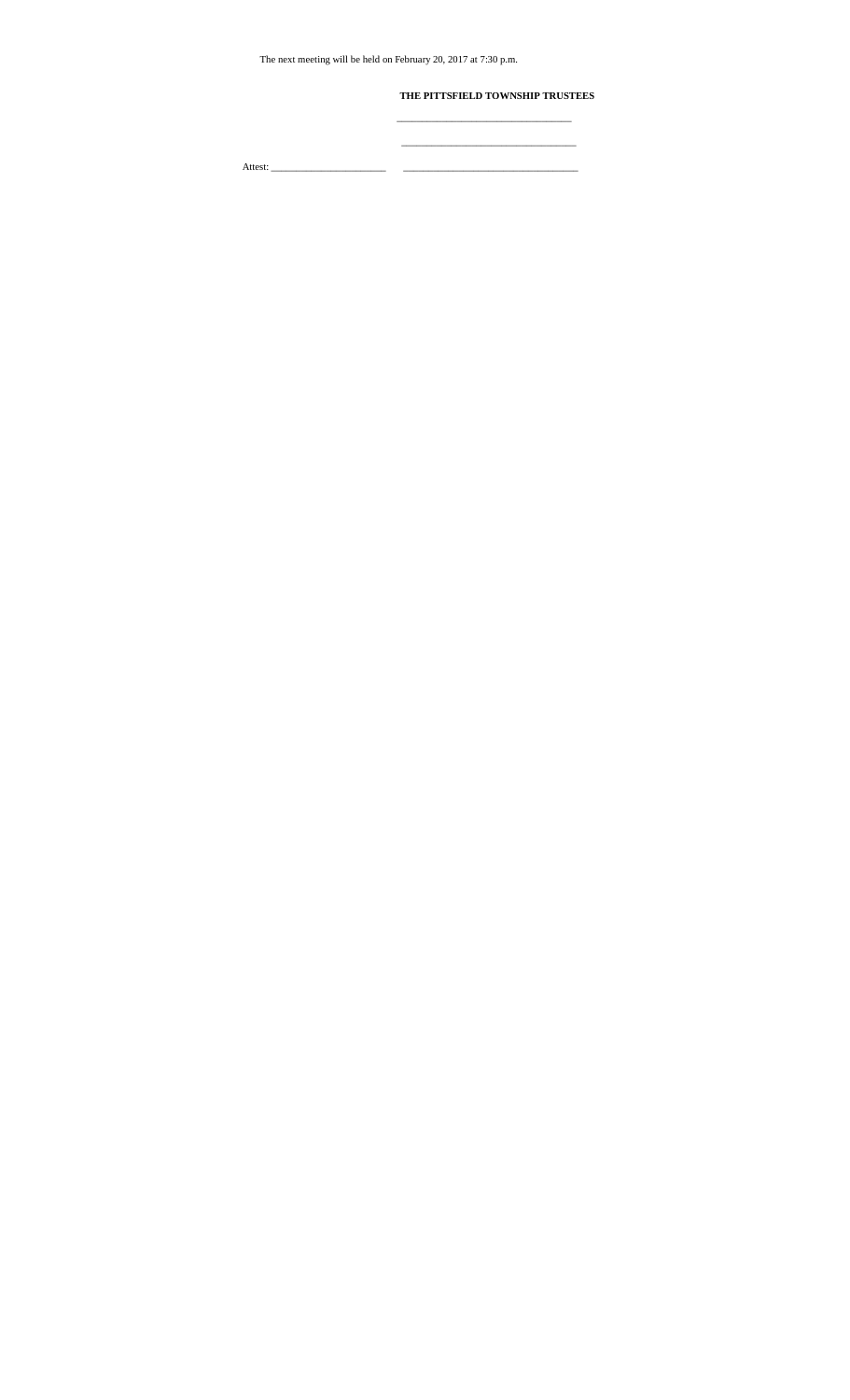The next meeting will be held on February 20, 2017 at 7:30 p.m.

**THE PITTSFIELD TOWNSHIP TRUSTEES**

________________________________

________________________________

Attest: ______________________ ________________________________